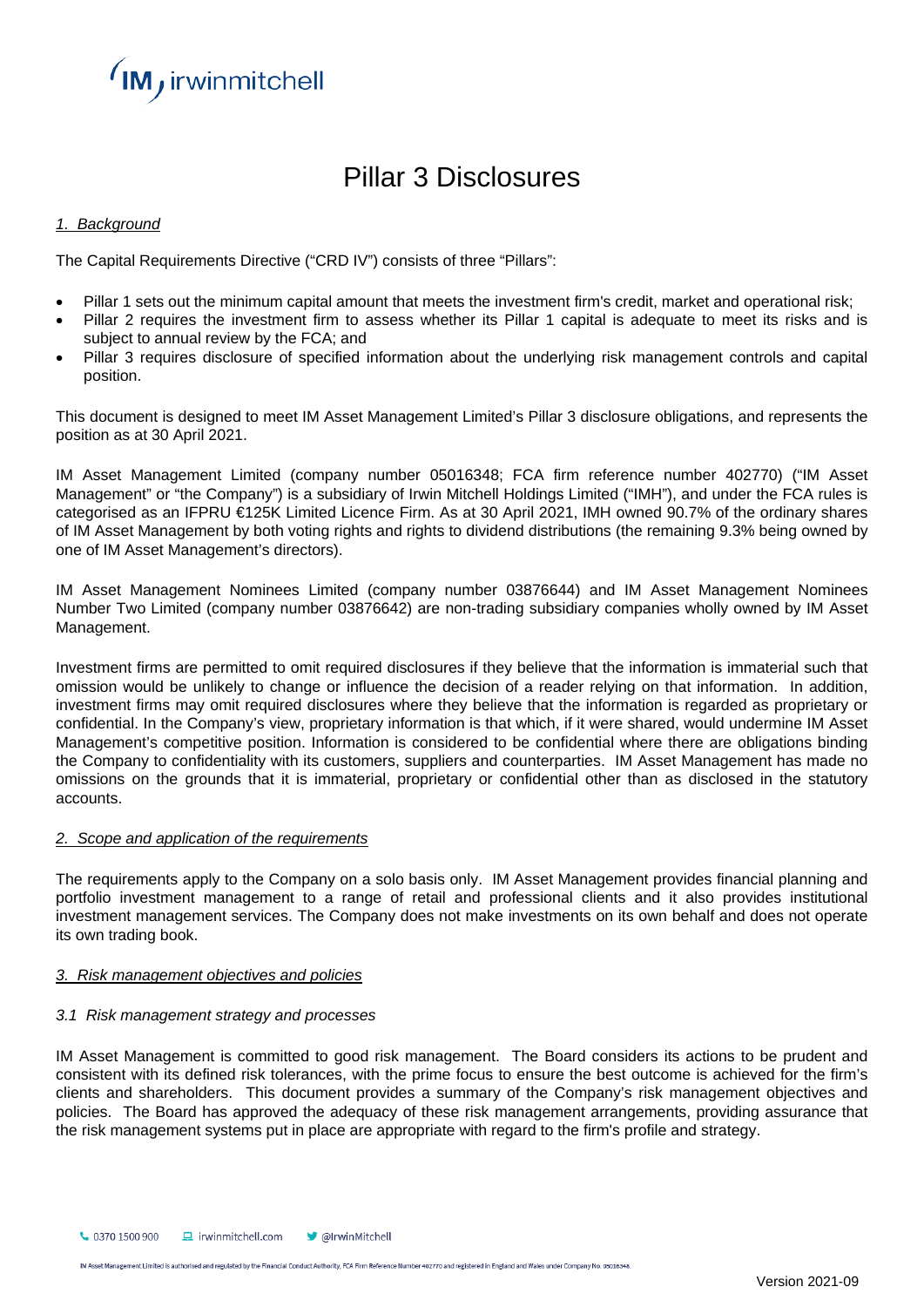# Pillar 3 Disclosures

## *1. Background*

The Capital Requirements Directive ("CRD IV") consists of three "Pillars":

- Pillar 1 sets out the minimum capital amount that meets the investment firm's credit, market and operational risk;
- Pillar 2 requires the investment firm to assess whether its Pillar 1 capital is adequate to meet its risks and is subject to annual review by the FCA; and
- Pillar 3 requires disclosure of specified information about the underlying risk management controls and capital position.

This document is designed to meet IM Asset Management Limited's Pillar 3 disclosure obligations, and represents the position as at 30 April 2021.

IM Asset Management Limited (company number 05016348; FCA firm reference number 402770) ("IM Asset Management" or "the Company") is a subsidiary of Irwin Mitchell Holdings Limited ("IMH"), and under the FCA rules is categorised as an IFPRU €125K Limited Licence Firm. As at 30 April 2021, IMH owned 90.7% of the ordinary shares of IM Asset Management by both voting rights and rights to dividend distributions (the remaining 9.3% being owned by one of IM Asset Management's directors).

IM Asset Management Nominees Limited (company number 03876644) and IM Asset Management Nominees Number Two Limited (company number 03876642) are non-trading subsidiary companies wholly owned by IM Asset Management.

Investment firms are permitted to omit required disclosures if they believe that the information is immaterial such that omission would be unlikely to change or influence the decision of a reader relying on that information. In addition, investment firms may omit required disclosures where they believe that the information is regarded as proprietary or confidential. In the Company's view, proprietary information is that which, if it were shared, would undermine IM Asset Management's competitive position. Information is considered to be confidential where there are obligations binding the Company to confidentiality with its customers, suppliers and counterparties. IM Asset Management has made no omissions on the grounds that it is immaterial, proprietary or confidential other than as disclosed in the statutory accounts.

## *2. Scope and application of the requirements*

The requirements apply to the Company on a solo basis only. IM Asset Management provides financial planning and portfolio investment management to a range of retail and professional clients and it also provides institutional investment management services. The Company does not make investments on its own behalf and does not operate its own trading book.

## *3. Risk management objectives and policies*

### *3.1 Risk management strategy and processes*

IM Asset Management is committed to good risk management. The Board considers its actions to be prudent and consistent with its defined risk tolerances, with the prime focus to ensure the best outcome is achieved for the firm's clients and shareholders. This document provides a summary of the Company's risk management objectives and policies. The Board has approved the adequacy of these risk management arrangements, providing assurance that the risk management systems put in place are appropriate with regard to the firm's profile and strategy.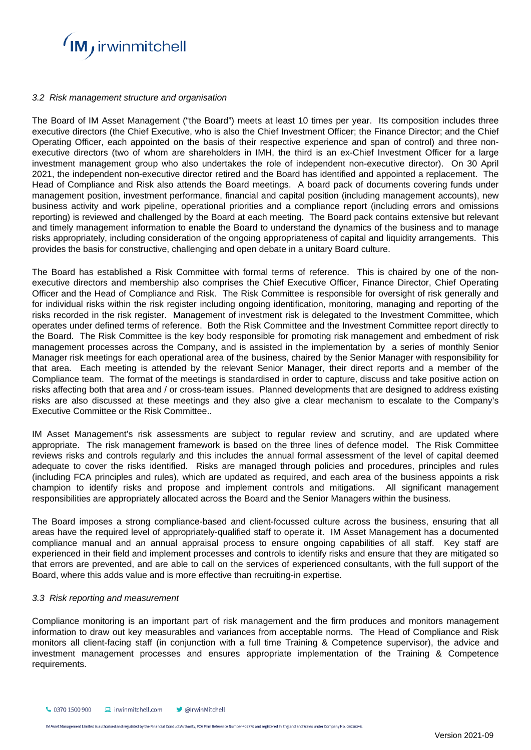### *3.2 Risk management structure and organisation*

The Board of IM Asset Management ("the Board") meets at least 10 times per year. Its composition includes three executive directors (the Chief Executive, who is also the Chief Investment Officer; the Finance Director; and the Chief Operating Officer, each appointed on the basis of their respective experience and span of control) and three non-executive directors (two of whom are shareholders in IMH, the third is an ex-Chief Investment Officer for a large investment management group who also undertakes the role of independent non-executive director). On 30 April 2021, the independent non-executive director retired and the Board has identified and appointed a replacement. The Head of Compliance and Risk also attends the Board meetings. A board pack of documents covering funds under management position, investment performance, financial and capital position (including management accounts), new business activity and work pipeline, operational priorities and a compliance report (including errors and omissions reporting) is reviewed and challenged by the Board at each meeting. The Board pack contains extensive but relevant and timely management information to enable the Board to understand the dynamics of the business and to manage risks appropriately, including consideration of the ongoing appropriateness of capital and liquidity arrangements. This provides the basis for constructive, challenging and open debate in a unitary Board culture.

The Board has established a Risk Committee with formal terms of reference. This is chaired by one of the non-executive directors and membership also comprises the Chief Executive Officer, Finance Director, Chief Operating Officer and the Head of Compliance and Risk. The Risk Committee is responsible for oversight of risk generally and for individual risks within the risk register including ongoing identification, monitoring, managing and reporting of the risks recorded in the risk register. Management of investment risk is delegated to the Investment Committee, which operates under defined terms of reference. Both the Risk Committee and the Investment Committee report directly to the Board. The Risk Committee is the key body responsible for promoting risk management and embedment of risk management processes across the Company, and is assisted in the implementation by a series of monthly Senior Manager risk meetings for each operational area of the business, chaired by the Senior Manager with responsibility for that area. Each meeting is attended by the relevant Senior Manager, their direct reports and a member of the Compliance team. The format of the meetings is standardised in order to capture, discuss and take positive action on risks affecting both that area and / or cross-team issues. Planned developments that are designed to address existing risks are also discussed at these meetings and they also give a clear mechanism to escalate to the Company's Executive Committee or the Risk Committee..

IM Asset Management's risk assessments are subject to regular review and scrutiny, and are updated where appropriate. The risk management framework is based on the three lines of defence model. The Risk Committee reviews risks and controls regularly and this includes the annual formal assessment of the level of capital deemed adequate to cover the risks identified. Risks are managed through policies and procedures, principles and rules (including FCA principles and rules), which are updated as required, and each area of the business appoints a risk champion to identify risks and propose and implement controls and mitigations. All significant management responsibilities are appropriately allocated across the Board and the Senior Managers within the business.

The Board imposes a strong compliance-based and client-focussed culture across the business, ensuring that all areas have the required level of appropriately-qualified staff to operate it. IM Asset Management has a documented compliance manual and an annual appraisal process to ensure ongoing capabilities of all staff. Key staff are experienced in their field and implement processes and controls to identify risks and ensure that they are mitigated so that errors are prevented, and are able to call on the services of experienced consultants, with the full support of the Board, where this adds value and is more effective than recruiting-in expertise.

### *3.3 Risk reporting and measurement*

Compliance monitoring is an important part of risk management and the firm produces and monitors management information to draw out key measurables and variances from acceptable norms. The Head of Compliance and Risk monitors all client-facing staff (in conjunction with a full time Training & Competence supervisor), the advice and investment management processes and ensures appropriate implementation of the Training & Competence requirements.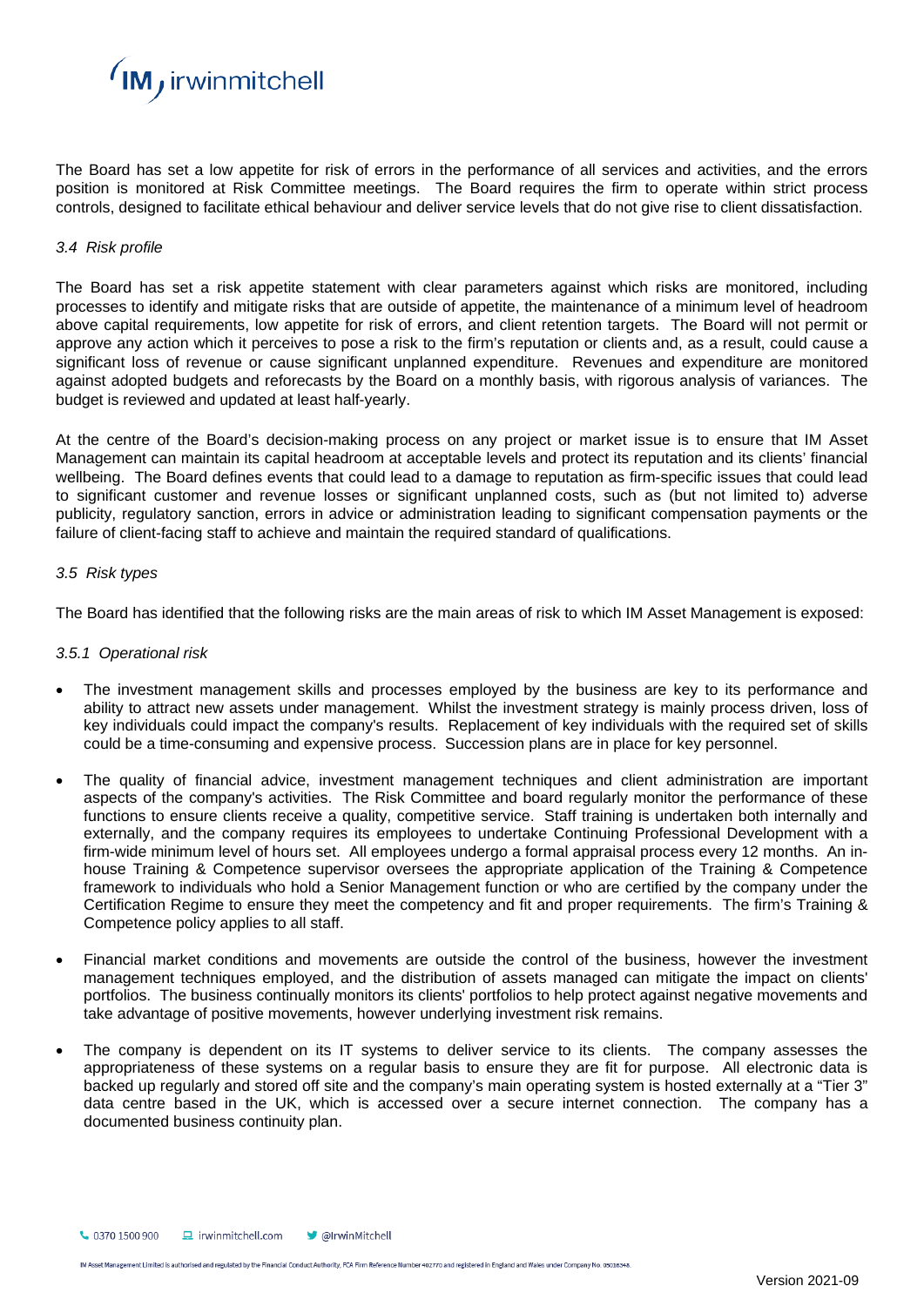The Board has set a low appetite for risk of errors in the performance of all services and activities, and the errors position is monitored at Risk Committee meetings. The Board requires the firm to operate within strict process controls, designed to facilitate ethical behaviour and deliver service levels that do not give rise to client dissatisfaction.

### *3.4 Risk profile*

The Board has set a risk appetite statement with clear parameters against which risks are monitored, including processes to identify and mitigate risks that are outside of appetite, the maintenance of a minimum level of headroom above capital requirements, low appetite for risk of errors, and client retention targets. The Board will not permit or approve any action which it perceives to pose a risk to the firm's reputation or clients and, as a result, could cause a significant loss of revenue or cause significant unplanned expenditure. Revenues and expenditure are monitored against adopted budgets and reforecasts by the Board on a monthly basis, with rigorous analysis of variances. The budget is reviewed and updated at least half-yearly.

At the centre of the Board's decision-making process on any project or market issue is to ensure that IM Asset Management can maintain its capital headroom at acceptable levels and protect its reputation and its clients' financial wellbeing. The Board defines events that could lead to a damage to reputation as firm-specific issues that could lead to significant customer and revenue losses or significant unplanned costs, such as (but not limited to) adverse publicity, regulatory sanction, errors in advice or administration leading to significant compensation payments or the failure of client-facing staff to achieve and maintain the required standard of qualifications.

### *3.5 Risk types*

The Board has identified that the following risks are the main areas of risk to which IM Asset Management is exposed:

#### *3.5.1 Operational risk*

- The investment management skills and processes employed by the business are key to its performance and ability to attract new assets under management. Whilst the investment strategy is mainly process driven, loss of key individuals could impact the company's results. Replacement of key individuals with the required set of skills could be a time-consuming and expensive process. Succession plans are in place for key personnel.
- The quality of financial advice, investment management techniques and client administration are important aspects of the company's activities. The Risk Committee and board regularly monitor the performance of these functions to ensure clients receive a quality, competitive service. Staff training is undertaken both internally and externally, and the company requires its employees to undertake Continuing Professional Development with a firm-wide minimum level of hours set. All employees undergo a formal appraisal process every 12 months. An in-house Training & Competence supervisor oversees the appropriate application of the Training & Competence framework to individuals who hold a Senior Management function or who are certified by the company under the Certification Regime to ensure they meet the competency and fit and proper requirements. The firm's Training & Competence policy applies to all staff.
- Financial market conditions and movements are outside the control of the business, however the investment management techniques employed, and the distribution of assets managed can mitigate the impact on clients' portfolios. The business continually monitors its clients' portfolios to help protect against negative movements and take advantage of positive movements, however underlying investment risk remains.
- The company is dependent on its IT systems to deliver service to its clients. The company assesses the appropriateness of these systems on a regular basis to ensure they are fit for purpose. All electronic data is backed up regularly and stored off site and the company's main operating system is hosted externally at a "Tier 3" data centre based in the UK, which is accessed over a secure internet connection. The company has a documented business continuity plan.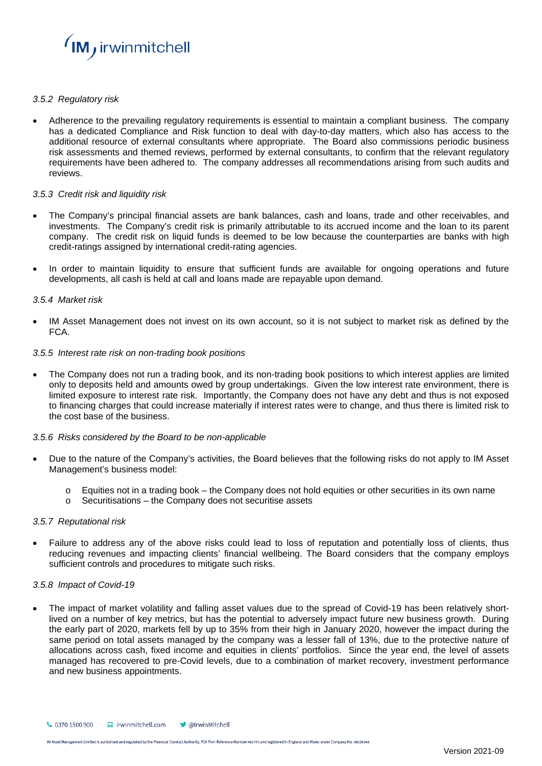### *3.5.2 Regulatory risk*

- Adherence to the prevailing regulatory requirements is essential to maintain a compliant business. The company has a dedicated Compliance and Risk function to deal with day-to-day matters, which also has access to the additional resource of external consultants where appropriate. The Board also commissions periodic business risk assessments and themed reviews, performed by external consultants, to confirm that the relevant regulatory requirements have been adhered to. The company addresses all recommendations arising from such audits and reviews.

### *3.5.3 Credit risk and liquidity risk*

- The Company's principal financial assets are bank balances, cash and loans, trade and other receivables, and investments. The Company's credit risk is primarily attributable to its accrued income and the loan to its parent company. The credit risk on liquid funds is deemed to be low because the counterparties are banks with high credit-ratings assigned by international credit-rating agencies.

- In order to maintain liquidity to ensure that sufficient funds are available for ongoing operations and future developments, all cash is held at call and loans made are repayable upon demand.

### *3.5.4 Market risk*

- IM Asset Management does not invest on its own account, so it is not subject to market risk as defined by the FCA.

### *3.5.5 Interest rate risk on non-trading book positions*

- The Company does not run a trading book, and its non-trading book positions to which interest applies are limited only to deposits held and amounts owed by group undertakings. Given the low interest rate environment, there is limited exposure to interest rate risk. Importantly, the Company does not have any debt and thus is not exposed to financing charges that could increase materially if interest rates were to change, and thus there is limited risk to the cost base of the business.

### *3.5.6 Risks considered by the Board to be non-applicable*

- Due to the nature of the Company's activities, the Board believes that the following risks do not apply to IM Asset Management's business model:
    - Equities not in a trading book – the Company does not hold equities or other securities in its own name
    - Securitisations – the Company does not securitise assets

### *3.5.7 Reputational risk*

- Failure to address any of the above risks could lead to loss of reputation and potentially loss of clients, thus reducing revenues and impacting clients' financial wellbeing. The Board considers that the company employs sufficient controls and procedures to mitigate such risks.

### *3.5.8 Impact of Covid-19*

- The impact of market volatility and falling asset values due to the spread of Covid-19 has been relatively short-lived on a number of key metrics, but has the potential to adversely impact future new business growth. During the early part of 2020, markets fell by up to 35% from their high in January 2020, however the impact during the same period on total assets managed by the company was a lesser fall of 13%, due to the protective nature of allocations across cash, fixed income and equities in clients' portfolios. Since the year end, the level of assets managed has recovered to pre-Covid levels, due to a combination of market recovery, investment performance and new business appointments.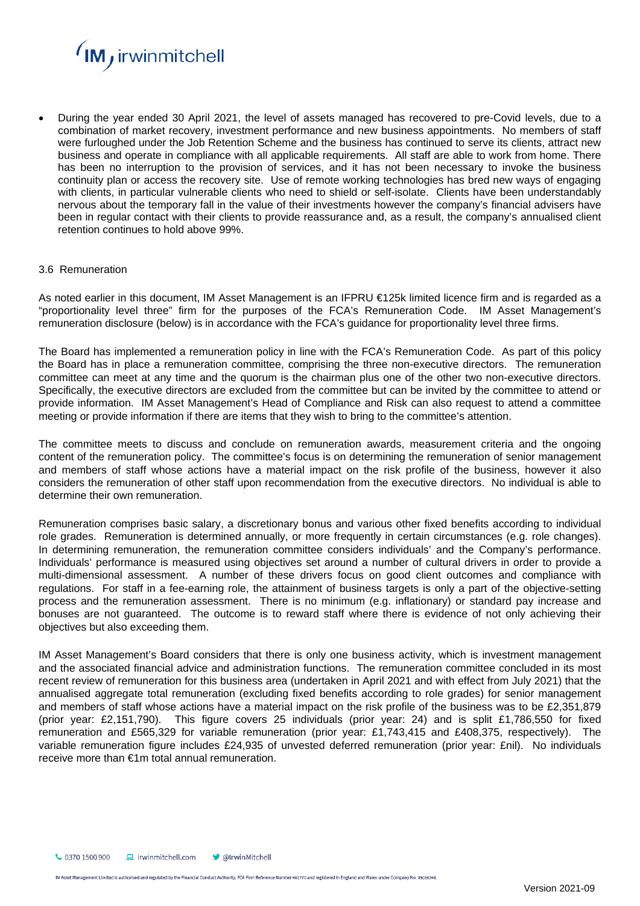- During the year ended 30 April 2021, the level of assets managed has recovered to pre-Covid levels, due to a combination of market recovery, investment performance and new business appointments. No members of staff were furloughed under the Job Retention Scheme and the business has continued to serve its clients, attract new business and operate in compliance with all applicable requirements. All staff are able to work from home. There has been no interruption to the provision of services, and it has not been necessary to invoke the business continuity plan or access the recovery site. Use of remote working technologies has bred new ways of engaging with clients, in particular vulnerable clients who need to shield or self-isolate. Clients have been understandably nervous about the temporary fall in the value of their investments however the company's financial advisers have been in regular contact with their clients to provide reassurance and, as a result, the company's annualised client retention continues to hold above 99%.

### 3.6 Remuneration

As noted earlier in this document, IM Asset Management is an IFPRU €125k limited licence firm and is regarded as a "proportionality level three" firm for the purposes of the FCA's Remuneration Code. IM Asset Management's remuneration disclosure (below) is in accordance with the FCA's guidance for proportionality level three firms.

The Board has implemented a remuneration policy in line with the FCA's Remuneration Code. As part of this policy the Board has in place a remuneration committee, comprising the three non-executive directors. The remuneration committee can meet at any time and the quorum is the chairman plus one of the other two non-executive directors. Specifically, the executive directors are excluded from the committee but can be invited by the committee to attend or provide information. IM Asset Management's Head of Compliance and Risk can also request to attend a committee meeting or provide information if there are items that they wish to bring to the committee's attention.

The committee meets to discuss and conclude on remuneration awards, measurement criteria and the ongoing content of the remuneration policy. The committee's focus is on determining the remuneration of senior management and members of staff whose actions have a material impact on the risk profile of the business, however it also considers the remuneration of other staff upon recommendation from the executive directors. No individual is able to determine their own remuneration.

Remuneration comprises basic salary, a discretionary bonus and various other fixed benefits according to individual role grades. Remuneration is determined annually, or more frequently in certain circumstances (e.g. role changes). In determining remuneration, the remuneration committee considers individuals' and the Company's performance. Individuals' performance is measured using objectives set around a number of cultural drivers in order to provide a multi-dimensional assessment. A number of these drivers focus on good client outcomes and compliance with regulations. For staff in a fee-earning role, the attainment of business targets is only a part of the objective-setting process and the remuneration assessment. There is no minimum (e.g. inflationary) or standard pay increase and bonuses are not guaranteed. The outcome is to reward staff where there is evidence of not only achieving their objectives but also exceeding them.

IM Asset Management's Board considers that there is only one business activity, which is investment management and the associated financial advice and administration functions. The remuneration committee concluded in its most recent review of remuneration for this business area (undertaken in April 2021 and with effect from July 2021) that the annualised aggregate total remuneration (excluding fixed benefits according to role grades) for senior management and members of staff whose actions have a material impact on the risk profile of the business was to be £2,351,879 (prior year: £2,151,790). This figure covers 25 individuals (prior year: 24) and is split £1,786,550 for fixed remuneration and £565,329 for variable remuneration (prior year: £1,743,415 and £408,375, respectively). The variable remuneration figure includes £24,935 of unvested deferred remuneration (prior year: £nil). No individuals receive more than €1m total annual remuneration.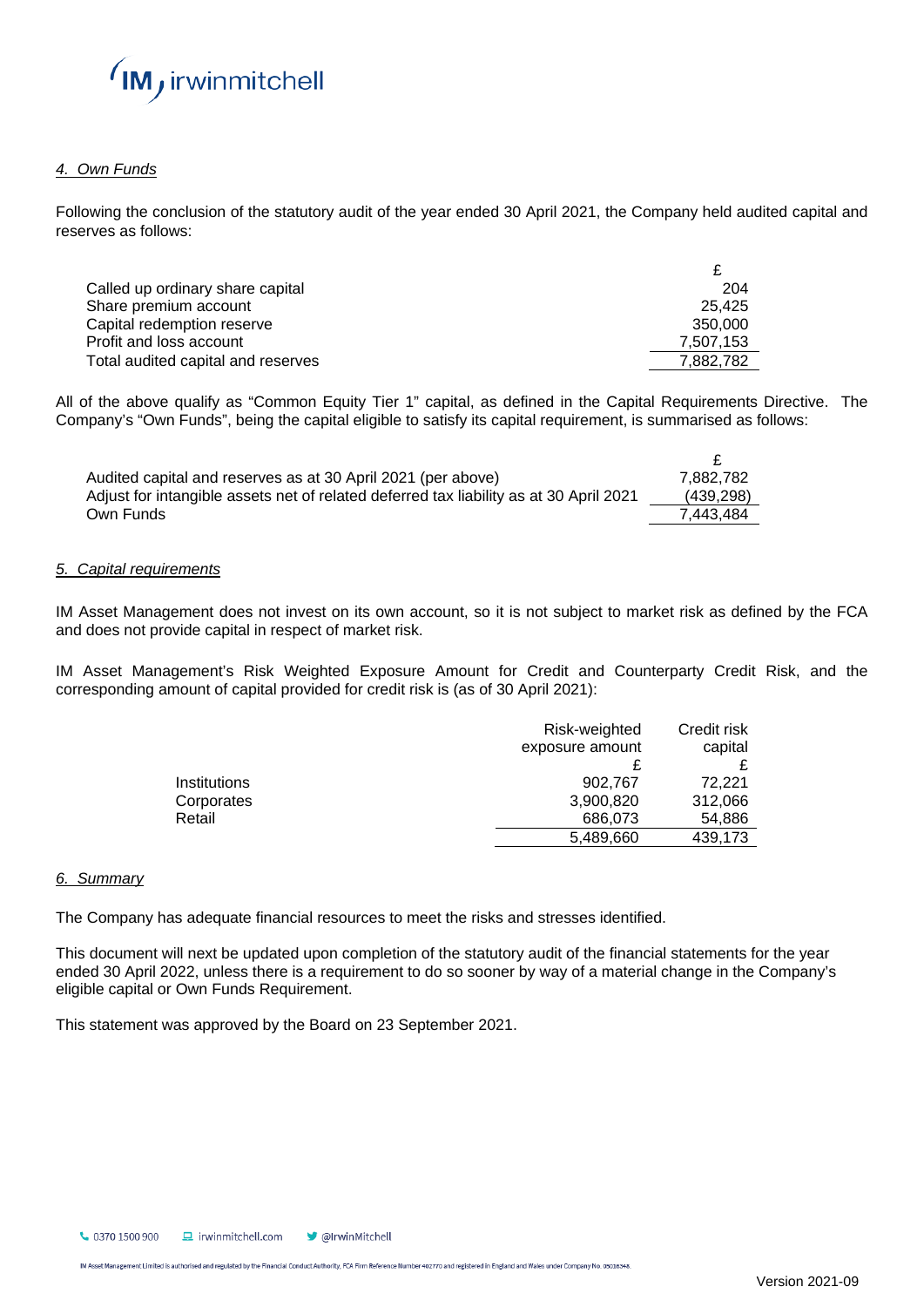*4. Own Funds*

Following the conclusion of the statutory audit of the year ended 30 April 2021, the Company held audited capital and reserves as follows:

| | £ |
|---|---|
| Called up ordinary share capital | 204 |
| Share premium account | 25,425 |
| Capital redemption reserve | 350,000 |
| Profit and loss account | 7,507,153 |
| Total audited capital and reserves | 7,882,782 |

All of the above qualify as "Common Equity Tier 1" capital, as defined in the Capital Requirements Directive. The Company's "Own Funds", being the capital eligible to satisfy its capital requirement, is summarised as follows:

| | £ |
|---|---|
| Audited capital and reserves as at 30 April 2021 (per above) | 7,882,782 |
| Adjust for intangible assets net of related deferred tax liability as at 30 April 2021 | (439,298) |
| Own Funds | 7,443,484 |

*5. Capital requirements*

IM Asset Management does not invest on its own account, so it is not subject to market risk as defined by the FCA and does not provide capital in respect of market risk.

IM Asset Management's Risk Weighted Exposure Amount for Credit and Counterparty Credit Risk, and the corresponding amount of capital provided for credit risk is (as of 30 April 2021):

| | Risk-weighted exposure amount | Credit risk capital |
|---|---|---|
| | £ | £ |
| Institutions | 902,767 | 72,221 |
| Corporates | 3,900,820 | 312,066 |
| Retail | 686,073 | 54,886 |
| | 5,489,660 | 439,173 |

*6. Summary*

The Company has adequate financial resources to meet the risks and stresses identified.

This document will next be updated upon completion of the statutory audit of the financial statements for the year ended 30 April 2022, unless there is a requirement to do so sooner by way of a material change in the Company's eligible capital or Own Funds Requirement.

This statement was approved by the Board on 23 September 2021.

IM Asset Management Limited is authorised and regulated by the Financial Conduct Authority, FCA Firm Reference Number 402770 and registered in England and Wales under Company No. 05036348.

Version 2021-09